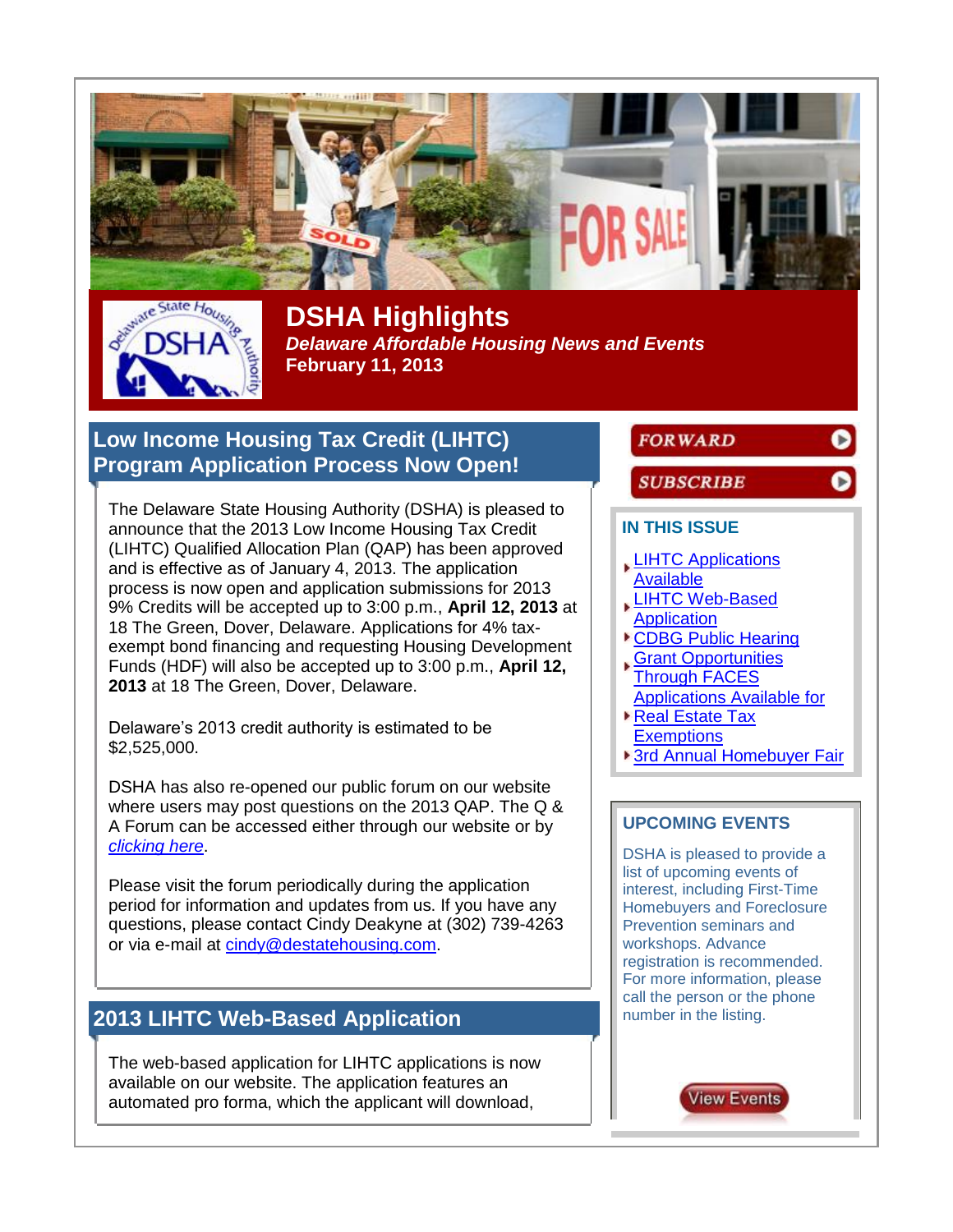# DSHA Highlights

***Delaware Affordable Housing News and Events***

**February 11, 2013**

## Low Income Housing Tax Credit (LIHTC) Program Application Process Now Open!

The Delaware State Housing Authority (DSHA) is pleased to announce that the 2013 Low Income Housing Tax Credit (LIHTC) Qualified Allocation Plan (QAP) has been approved and is effective as of January 4, 2013. The application process is now open and application submissions for 2013 9% Credits will be accepted up to 3:00 p.m., **April 12, 2013** at 18 The Green, Dover, Delaware. Applications for 4% tax-exempt bond financing and requesting Housing Development Funds (HDF) will also be accepted up to 3:00 p.m., **April 12, 2013** at 18 The Green, Dover, Delaware.

Delaware's 2013 credit authority is estimated to be $2,525,000.

DSHA has also re-opened our public forum on our website where users may post questions on the 2013 QAP. The Q & A Forum can be accessed either through our website or by *clicking here*.

Please visit the forum periodically during the application period for information and updates from us. If you have any questions, please contact Cindy Deakyne at (302) 739-4263 or via e-mail at cindy@destatehousing.com.

## 2013 LIHTC Web-Based Application

The web-based application for LIHTC applications is now available on our website. The application features an automated pro forma, which the applicant will download,

FORWARD

SUBSCRIBE

### IN THIS ISSUE

- LIHTC Applications Available
- LIHTC Web-Based Application
- CDBG Public Hearing
- Grant Opportunities Through FACES
- Applications Available for Real Estate Tax Exemptions
- 3rd Annual Homebuyer Fair

### UPCOMING EVENTS

DSHA is pleased to provide a list of upcoming events of interest, including First-Time Homebuyers and Foreclosure Prevention seminars and workshops. Advance registration is recommended. For more information, please call the person or the phone number in the listing.

View Events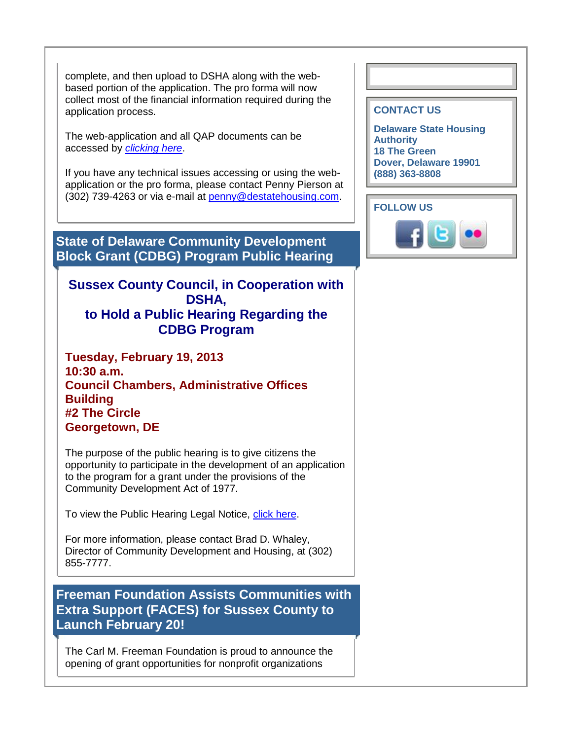complete, and then upload to DSHA along with the web-based portion of the application. The pro forma will now collect most of the financial information required during the application process.

The web-application and all QAP documents can be accessed by *clicking here*.

If you have any technical issues accessing or using the web-application or the pro forma, please contact Penny Pierson at (302) 739-4263 or via e-mail at penny@destatehousing.com.

## State of Delaware Community Development Block Grant (CDBG) Program Public Hearing

### Sussex County Council, in Cooperation with DSHA, to Hold a Public Hearing Regarding the CDBG Program

**Tuesday, February 19, 2013**
**10:30 a.m.**
**Council Chambers, Administrative Offices Building**
**#2 The Circle**
**Georgetown, DE**

The purpose of the public hearing is to give citizens the opportunity to participate in the development of an application to the program for a grant under the provisions of the Community Development Act of 1977.

To view the Public Hearing Legal Notice, click here.

For more information, please contact Brad D. Whaley, Director of Community Development and Housing, at (302) 855-7777.

## Freeman Foundation Assists Communities with Extra Support (FACES) for Sussex County to Launch February 20!

The Carl M. Freeman Foundation is proud to announce the opening of grant opportunities for nonprofit organizations

## CONTACT US

**Delaware State Housing Authority**
**18 The Green**
**Dover, Delaware 19901**
**(888) 363-8808**

## FOLLOW US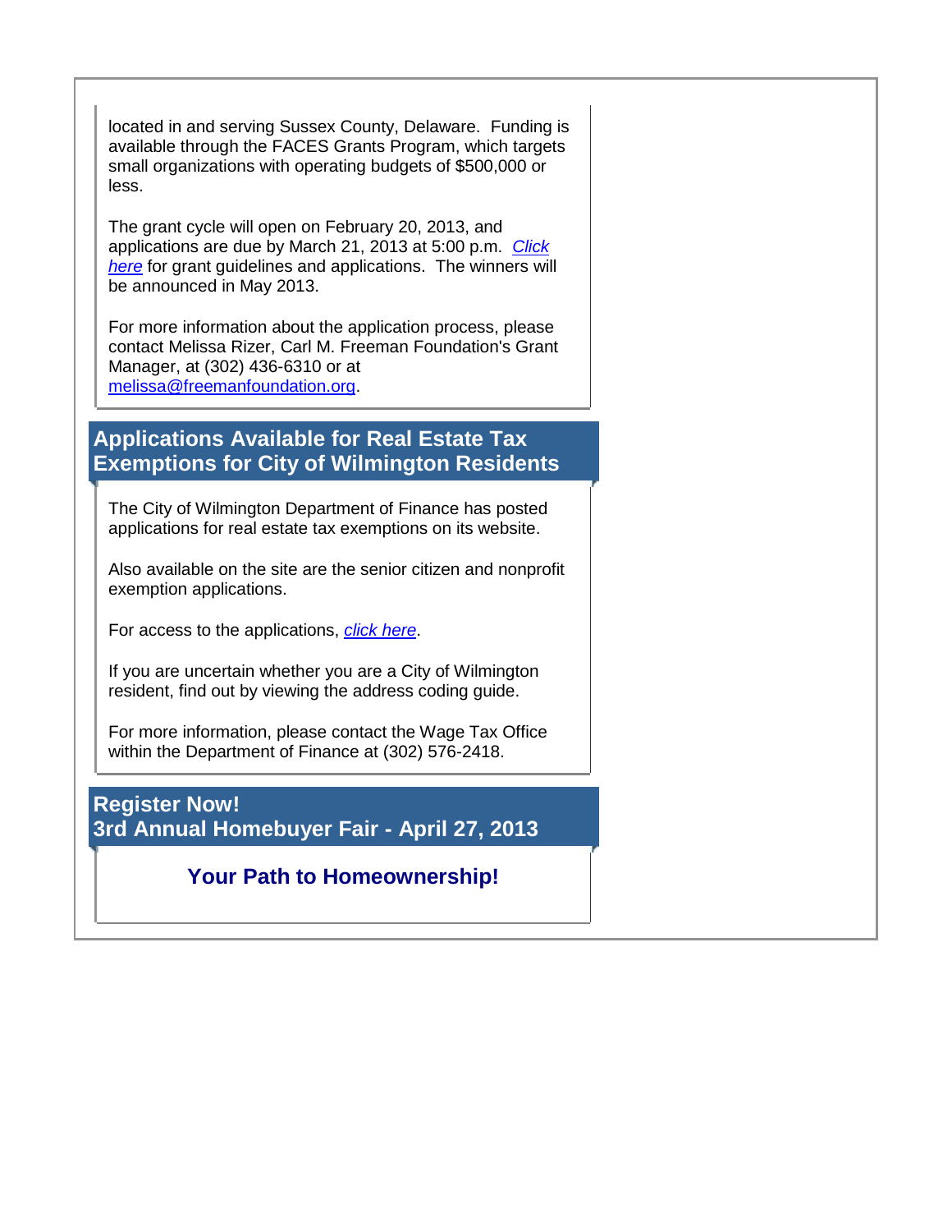located in and serving Sussex County, Delaware. Funding is available through the FACES Grants Program, which targets small organizations with operating budgets of $500,000 or less.

The grant cycle will open on February 20, 2013, and applications are due by March 21, 2013 at 5:00 p.m. *Click here* for grant guidelines and applications. The winners will be announced in May 2013.

For more information about the application process, please contact Melissa Rizer, Carl M. Freeman Foundation's Grant Manager, at (302) 436-6310 or at melissa@freemanfoundation.org.

## Applications Available for Real Estate Tax Exemptions for City of Wilmington Residents

The City of Wilmington Department of Finance has posted applications for real estate tax exemptions on its website.

Also available on the site are the senior citizen and nonprofit exemption applications.

For access to the applications, *click here*.

If you are uncertain whether you are a City of Wilmington resident, find out by viewing the address coding guide.

For more information, please contact the Wage Tax Office within the Department of Finance at (302) 576-2418.

## Register Now!
## 3rd Annual Homebuyer Fair - April 27, 2013

**Your Path to Homeownership!**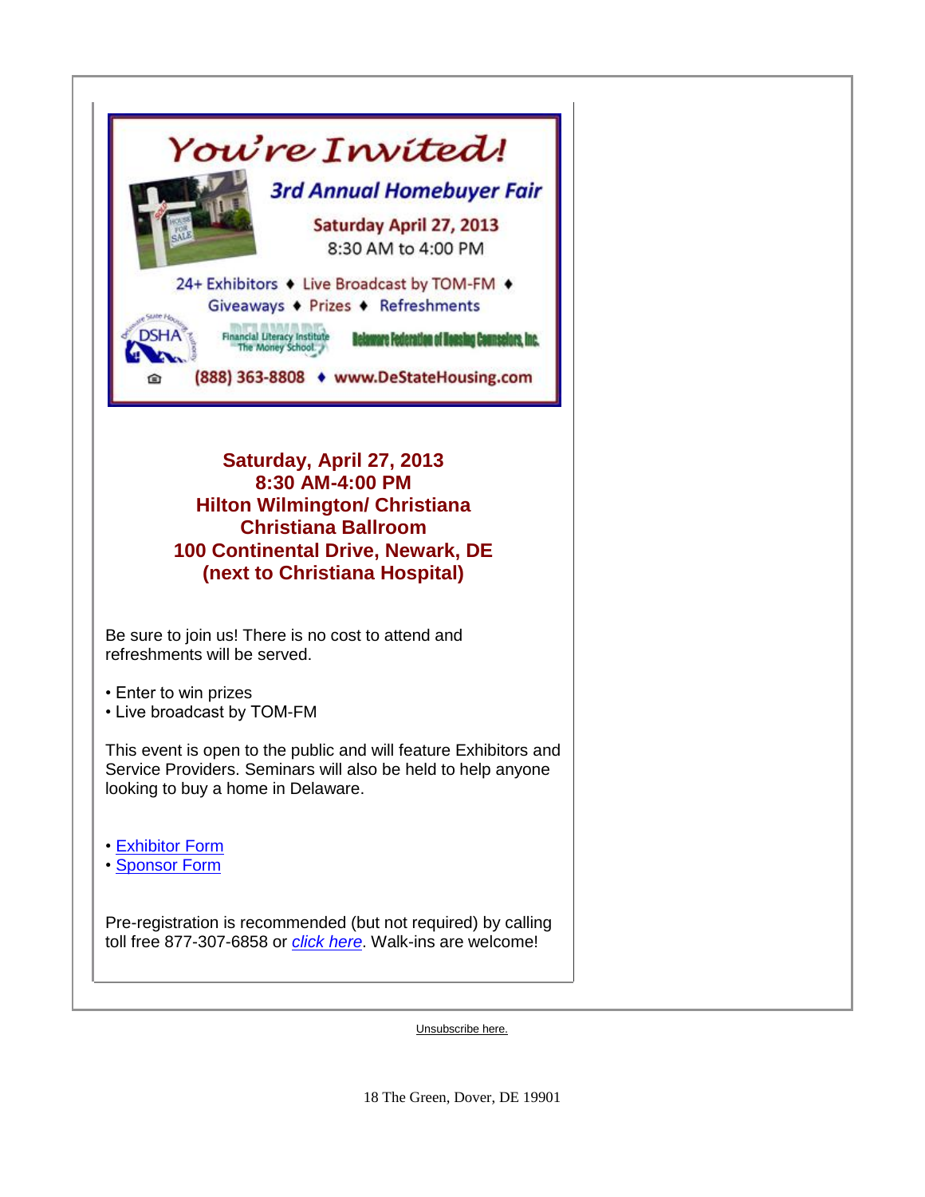# You're Invited!

## 3rd Annual Homebuyer Fair

Saturday April 27, 2013
8:30 AM to 4:00 PM

24+ Exhibitors ♦ Live Broadcast by TOM-FM ♦ Giveaways ♦ Prizes ♦ Refreshments

DSHA — Financial Literacy Institute The Money School — Delaware Federation of Housing Counselors, Inc.

(888) 363-8808 ♦ www.DeStateHousing.com

**Saturday, April 27, 2013**
**8:30 AM-4:00 PM**
**Hilton Wilmington/ Christiana**
**Christiana Ballroom**
**100 Continental Drive, Newark, DE**
**(next to Christiana Hospital)**

Be sure to join us! There is no cost to attend and refreshments will be served.

- Enter to win prizes
- Live broadcast by TOM-FM

This event is open to the public and will feature Exhibitors and Service Providers. Seminars will also be held to help anyone looking to buy a home in Delaware.

- Exhibitor Form
- Sponsor Form

Pre-registration is recommended (but not required) by calling toll free 877-307-6858 or *click here*. Walk-ins are welcome!

Unsubscribe here.

18 The Green, Dover, DE 19901